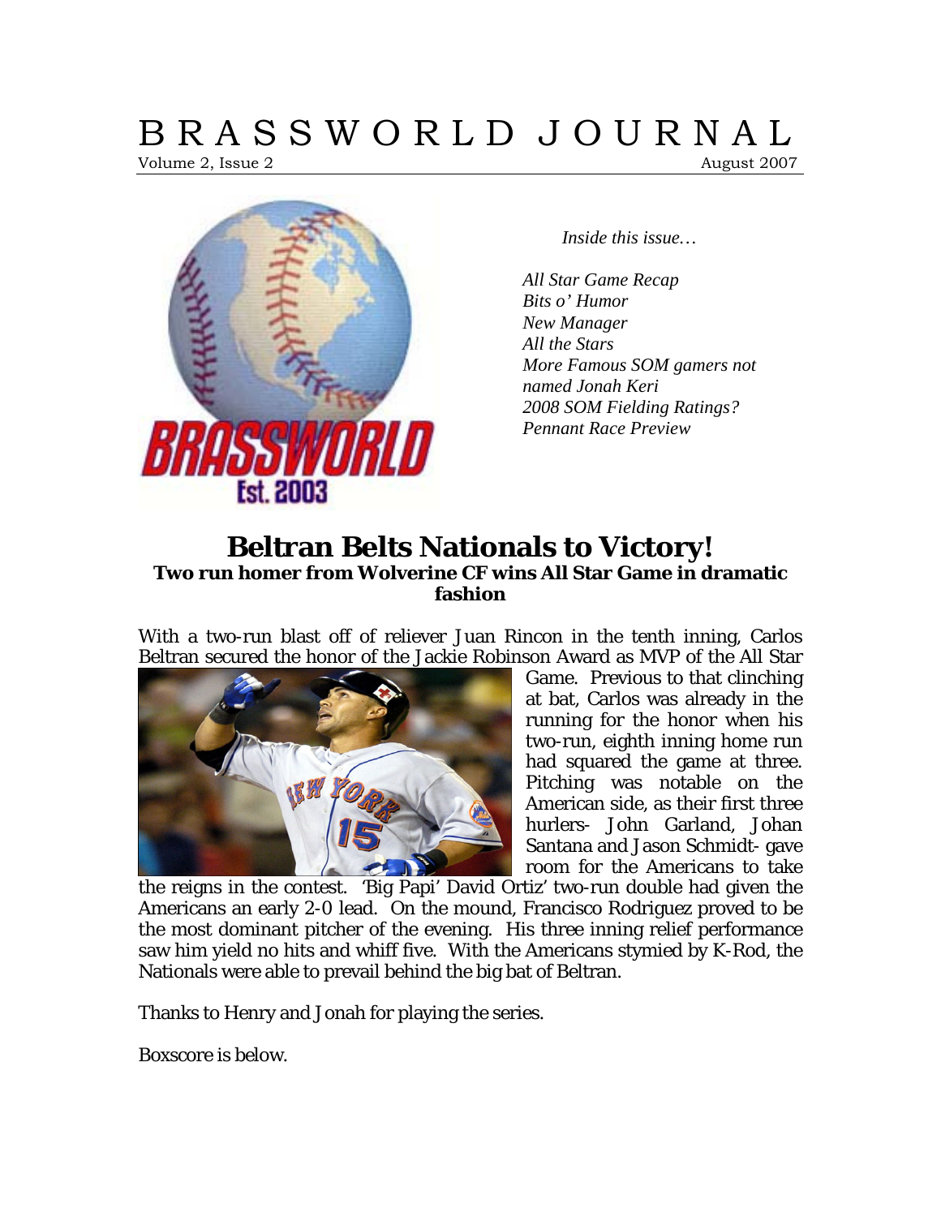# BRASSWORLD JOURNAL

Volume 2, Issue 2 August 2007

*Inside this issue…*

*All Star Game Recap*
*Bits o' Humor*
*New Manager*
*All the Stars*
*More Famous SOM gamers not named Jonah Keri*
*2008 SOM Fielding Ratings?*
*Pennant Race Preview*

## Beltran Belts Nationals to Victory!

### Two run homer from Wolverine CF wins All Star Game in dramatic fashion

With a two-run blast off of reliever Juan Rincon in the tenth inning, Carlos Beltran secured the honor of the Jackie Robinson Award as MVP of the All Star Game. Previous to that clinching at bat, Carlos was already in the running for the honor when his two-run, eighth inning home run had squared the game at three. Pitching was notable on the American side, as their first three hurlers- John Garland, Johan Santana and Jason Schmidt- gave room for the Americans to take the reigns in the contest. 'Big Papi' David Ortiz' two-run double had given the Americans an early 2-0 lead. On the mound, Francisco Rodriguez proved to be the most dominant pitcher of the evening. His three inning relief performance saw him yield no hits and whiff five. With the Americans stymied by K-Rod, the Nationals were able to prevail behind the big bat of Beltran.

Thanks to Henry and Jonah for playing the series.

Boxscore is below.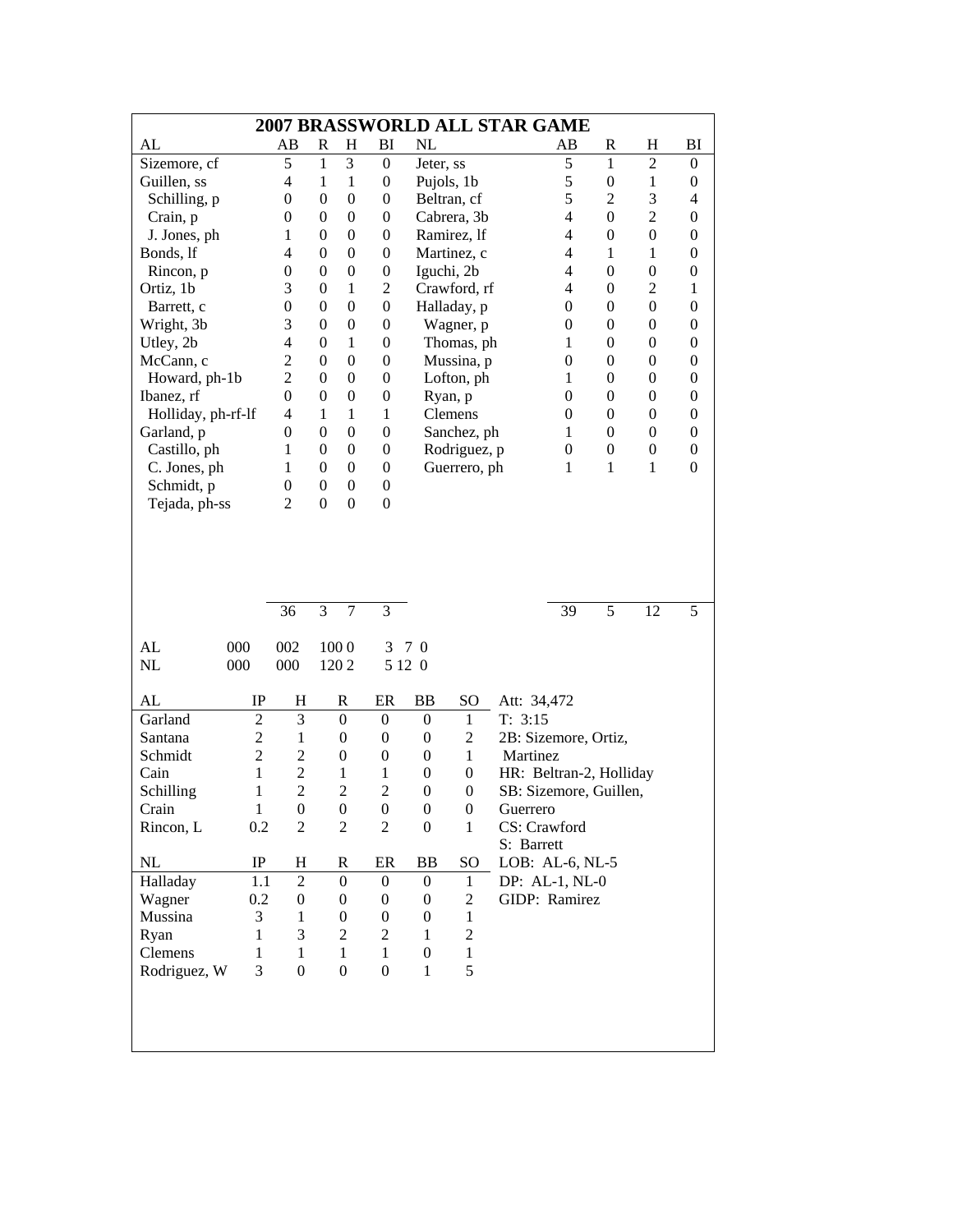# 2007 BRASSWORLD ALL STAR GAME

| AL | AB | R | H | BI | NL | AB | R | H | BI |
|---|---|---|---|---|---|---|---|---|---|
| Sizemore, cf | 5 | 1 | 3 | 0 | Jeter, ss | 5 | 1 | 2 | 0 |
| Guillen, ss | 4 | 1 | 1 | 0 | Pujols, 1b | 5 | 0 | 1 | 0 |
| Schilling, p | 0 | 0 | 0 | 0 | Beltran, cf | 5 | 2 | 3 | 4 |
| Crain, p | 0 | 0 | 0 | 0 | Cabrera, 3b | 4 | 0 | 2 | 0 |
| J. Jones, ph | 1 | 0 | 0 | 0 | Ramirez, lf | 4 | 0 | 0 | 0 |
| Bonds, lf | 4 | 0 | 0 | 0 | Martinez, c | 4 | 1 | 1 | 0 |
| Rincon, p | 0 | 0 | 0 | 0 | Iguchi, 2b | 4 | 0 | 0 | 0 |
| Ortiz, 1b | 3 | 0 | 1 | 2 | Crawford, rf | 4 | 0 | 2 | 1 |
| Barrett, c | 0 | 0 | 0 | 0 | Halladay, p | 0 | 0 | 0 | 0 |
| Wright, 3b | 3 | 0 | 0 | 0 | Wagner, p | 0 | 0 | 0 | 0 |
| Utley, 2b | 4 | 0 | 1 | 0 | Thomas, ph | 1 | 0 | 0 | 0 |
| McCann, c | 2 | 0 | 0 | 0 | Mussina, p | 0 | 0 | 0 | 0 |
| Howard, ph-1b | 2 | 0 | 0 | 0 | Lofton, ph | 1 | 0 | 0 | 0 |
| Ibanez, rf | 0 | 0 | 0 | 0 | Ryan, p | 0 | 0 | 0 | 0 |
| Holliday, ph-rf-lf | 4 | 1 | 1 | 1 | Clemens | 0 | 0 | 0 | 0 |
| Garland, p | 0 | 0 | 0 | 0 | Sanchez, ph | 1 | 0 | 0 | 0 |
| Castillo, ph | 1 | 0 | 0 | 0 | Rodriguez, p | 0 | 0 | 0 | 0 |
| C. Jones, ph | 1 | 0 | 0 | 0 | Guerrero, ph | 1 | 1 | 1 | 0 |
| Schmidt, p | 0 | 0 | 0 | 0 | | | | | |
| Tejada, ph-ss | 2 | 0 | 0 | 0 | | | | | |
| | 36 | 3 | 7 | 3 | | 39 | 5 | 12 | 5 |

| | | | | | | |
|---|---|---|---|---|---|---|
| AL | 000 | 002 | 100 0 | 3 | 7 | 0 |
| NL | 000 | 000 | 120 2 | 5 | 12 | 0 |

| AL | IP | H | R | ER | BB | SO |
|---|---|---|---|---|---|---|
| Garland | 2 | 3 | 0 | 0 | 0 | 1 |
| Santana | 2 | 1 | 0 | 0 | 0 | 2 |
| Schmidt | 2 | 2 | 0 | 0 | 0 | 1 |
| Cain | 1 | 2 | 1 | 1 | 0 | 0 |
| Schilling | 1 | 2 | 2 | 2 | 0 | 0 |
| Crain | 1 | 0 | 0 | 0 | 0 | 0 |
| Rincon, L | 0.2 | 2 | 2 | 2 | 0 | 1 |

| NL | IP | H | R | ER | BB | SO |
|---|---|---|---|---|---|---|
| Halladay | 1.1 | 2 | 0 | 0 | 0 | 1 |
| Wagner | 0.2 | 0 | 0 | 0 | 0 | 2 |
| Mussina | 3 | 1 | 0 | 0 | 0 | 1 |
| Ryan | 1 | 3 | 2 | 2 | 1 | 2 |
| Clemens | 1 | 1 | 1 | 1 | 0 | 1 |
| Rodriguez, W | 3 | 0 | 0 | 0 | 1 | 5 |

Att: 34,472
T: 3:15
2B: Sizemore, Ortiz, Martinez
HR: Beltran-2, Holliday
SB: Sizemore, Guillen, Guerrero
CS: Crawford
S: Barrett
LOB: AL-6, NL-5
DP: AL-1, NL-0
GIDP: Ramirez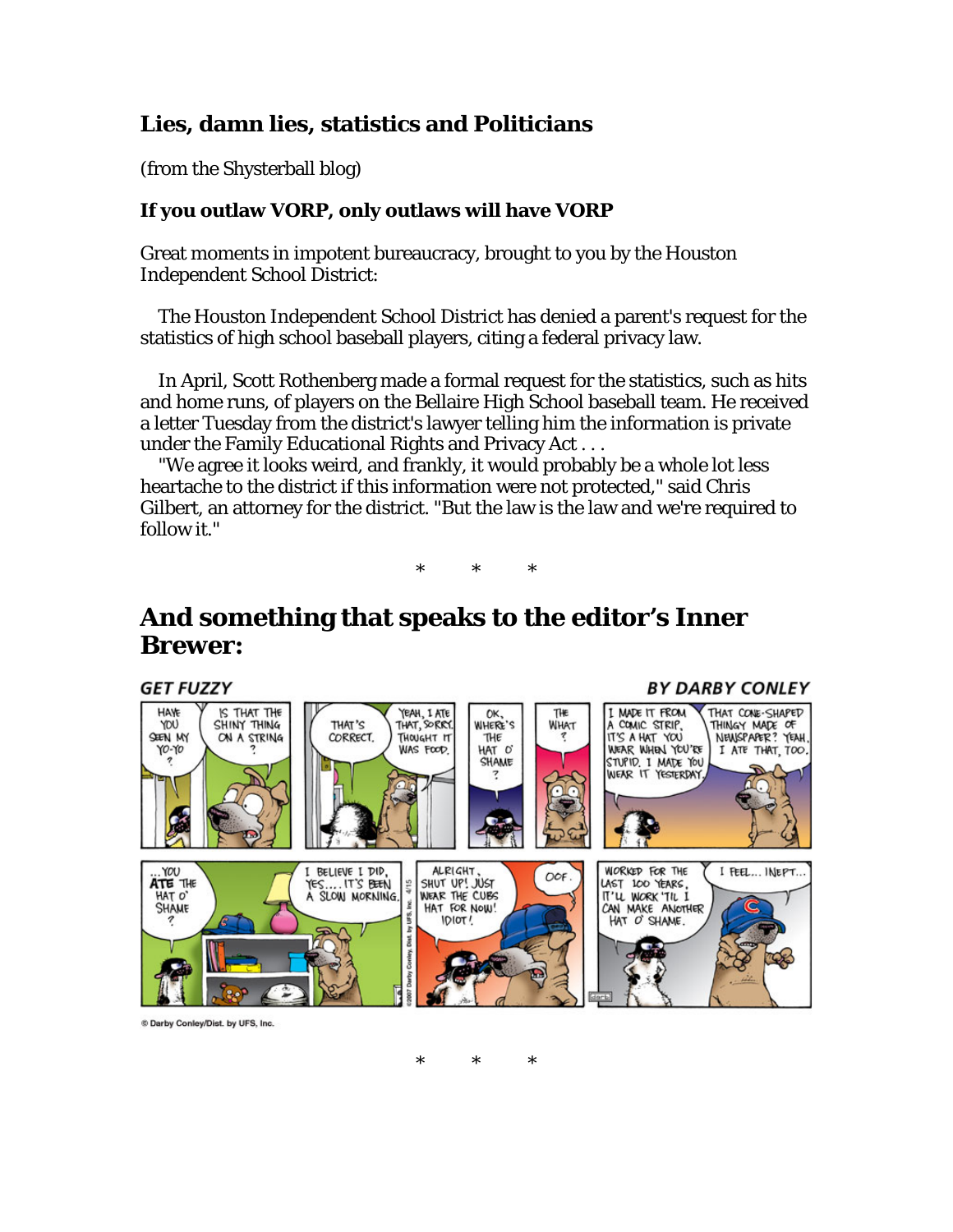## Lies, damn lies, statistics and Politicians

(from the Shysterball blog)

### If you outlaw VORP, only outlaws will have VORP

Great moments in impotent bureaucracy, brought to you by the Houston Independent School District:

> The Houston Independent School District has denied a parent's request for the statistics of high school baseball players, citing a federal privacy law.
>
> In April, Scott Rothenberg made a formal request for the statistics, such as hits and home runs, of players on the Bellaire High School baseball team. He received a letter Tuesday from the district's lawyer telling him the information is private under the Family Educational Rights and Privacy Act . . .
>
> "We agree it looks weird, and frankly, it would probably be a whole lot less heartache to the district if this information were not protected," said Chris Gilbert, an attorney for the district. "But the law is the law and we're required to follow it."

\* \* \*

## And something that speaks to the editor's Inner Brewer:

GET FUZZY BY DARBY CONLEY

© Darby Conley/Dist. by UFS, Inc.

\* \* \*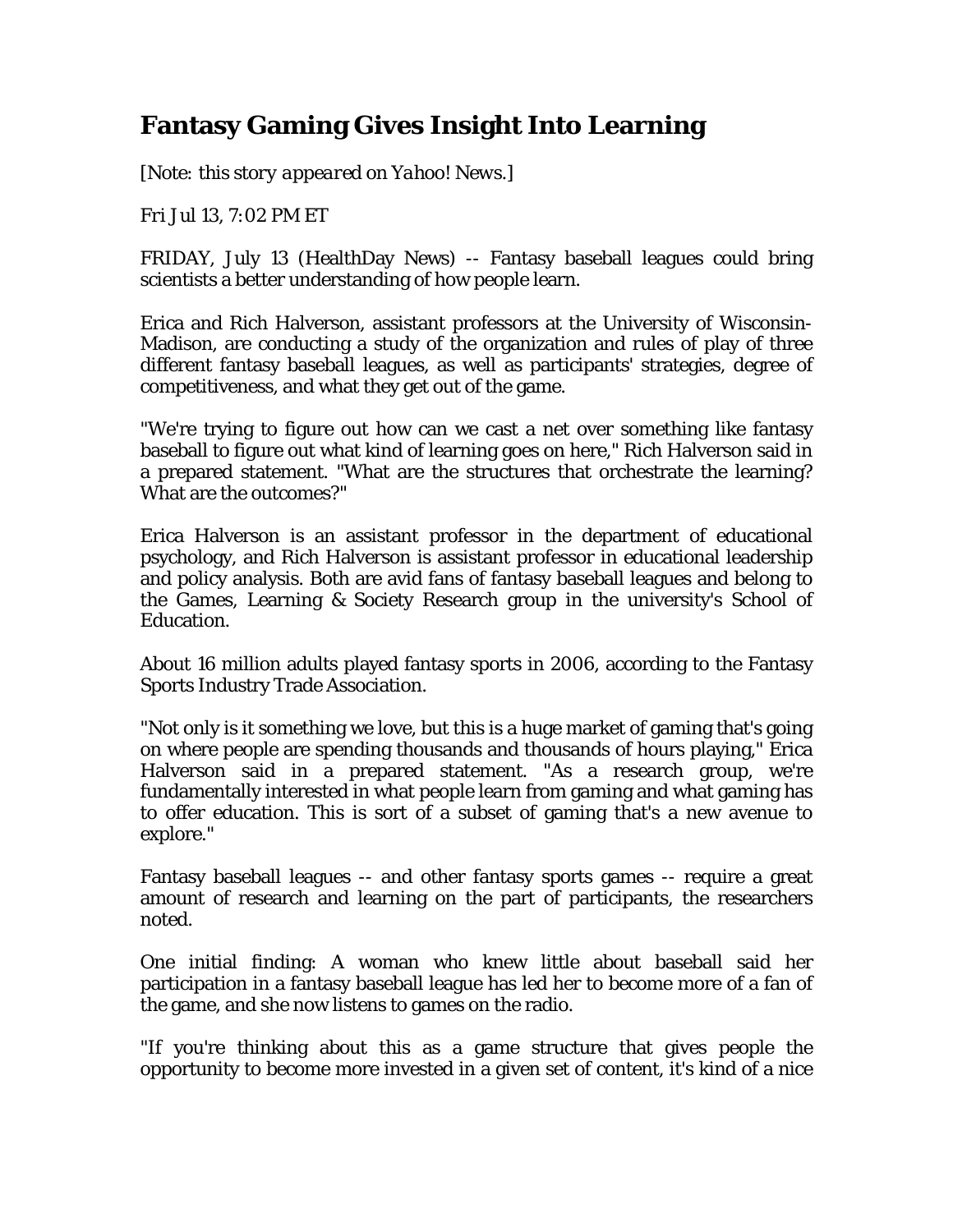# Fantasy Gaming Gives Insight Into Learning

*[Note: this story appeared on Yahoo! News.]*

*Fri Jul 13, 7:02 PM ET*

FRIDAY, July 13 (HealthDay News) -- Fantasy baseball leagues could bring scientists a better understanding of how people learn.

Erica and Rich Halverson, assistant professors at the University of Wisconsin-Madison, are conducting a study of the organization and rules of play of three different fantasy baseball leagues, as well as participants' strategies, degree of competitiveness, and what they get out of the game.

"We're trying to figure out how can we cast a net over something like fantasy baseball to figure out what kind of learning goes on here," Rich Halverson said in a prepared statement. "What are the structures that orchestrate the learning? What are the outcomes?"

Erica Halverson is an assistant professor in the department of educational psychology, and Rich Halverson is assistant professor in educational leadership and policy analysis. Both are avid fans of fantasy baseball leagues and belong to the Games, Learning & Society Research group in the university's School of Education.

About 16 million adults played fantasy sports in 2006, according to the Fantasy Sports Industry Trade Association.

"Not only is it something we love, but this is a huge market of gaming that's going on where people are spending thousands and thousands of hours playing," Erica Halverson said in a prepared statement. "As a research group, we're fundamentally interested in what people learn from gaming and what gaming has to offer education. This is sort of a subset of gaming that's a new avenue to explore."

Fantasy baseball leagues -- and other fantasy sports games -- require a great amount of research and learning on the part of participants, the researchers noted.

One initial finding: A woman who knew little about baseball said her participation in a fantasy baseball league has led her to become more of a fan of the game, and she now listens to games on the radio.

"If you're thinking about this as a game structure that gives people the opportunity to become more invested in a given set of content, it's kind of a nice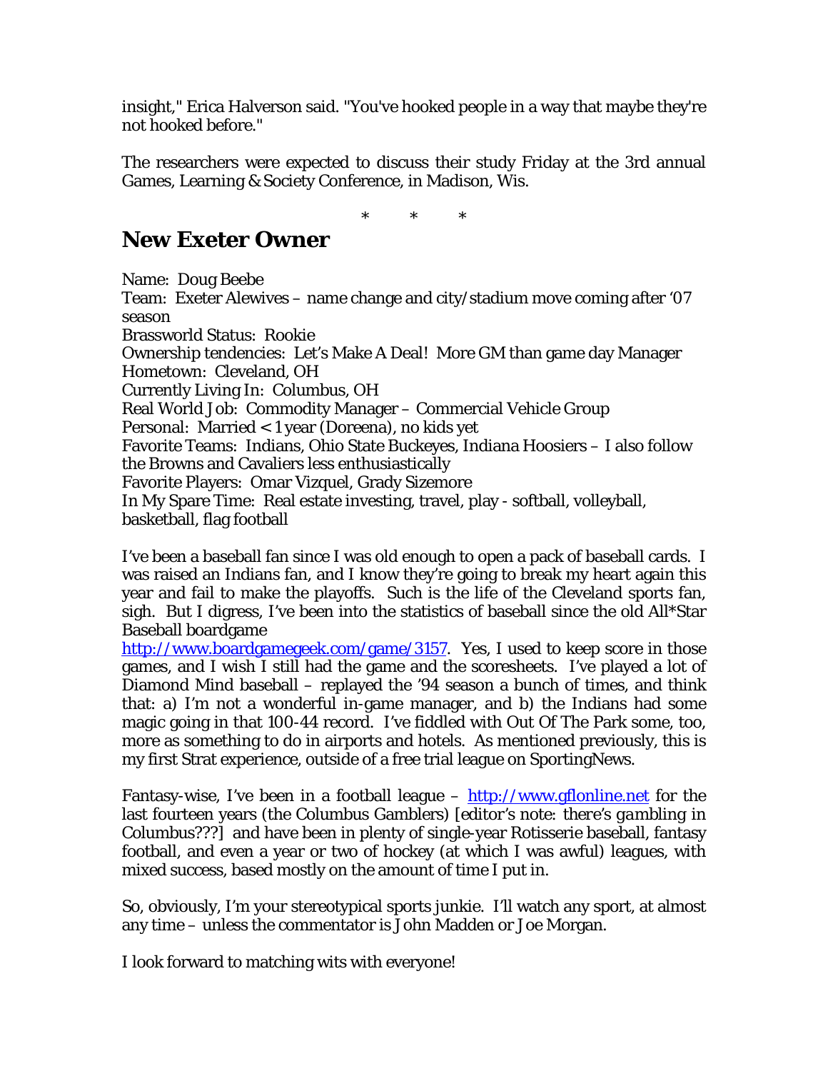insight," Erica Halverson said. "You've hooked people in a way that maybe they're not hooked before."

The researchers were expected to discuss their study Friday at the 3rd annual Games, Learning & Society Conference, in Madison, Wis.

\*          \*          \*

## New Exeter Owner

Name: Doug Beebe
Team: Exeter Alewives – name change and city/stadium move coming after '07 season
Brassworld Status: Rookie
Ownership tendencies: Let's Make A Deal! More GM than game day Manager
Hometown: Cleveland, OH
Currently Living In: Columbus, OH
Real World Job: Commodity Manager – Commercial Vehicle Group
Personal: Married < 1 year (Doreena), no kids yet
Favorite Teams: Indians, Ohio State Buckeyes, Indiana Hoosiers – I also follow the Browns and Cavaliers less enthusiastically
Favorite Players: Omar Vizquel, Grady Sizemore
In My Spare Time: Real estate investing, travel, play - softball, volleyball, basketball, flag football

I've been a baseball fan since I was old enough to open a pack of baseball cards. I was raised an Indians fan, and I know they're going to break my heart again this year and fail to make the playoffs. Such is the life of the Cleveland sports fan, sigh. But I digress, I've been into the statistics of baseball since the old All*Star Baseball boardgame http://www.boardgamegeek.com/game/3157. Yes, I used to keep score in those games, and I wish I still had the game and the scoresheets. I've played a lot of Diamond Mind baseball – replayed the '94 season a bunch of times, and think that: a) I'm not a wonderful in-game manager, and b) the Indians had some magic going in that 100-44 record. I've fiddled with Out Of The Park some, too, more as something to do in airports and hotels. As mentioned previously, this is my first Strat experience, outside of a free trial league on SportingNews.

Fantasy-wise, I've been in a football league – http://www.gflonline.net for the last fourteen years (the Columbus Gamblers) [editor's note: *there's gambling in* Columbus???] and have been in plenty of single-year Rotisserie baseball, fantasy football, and even a year or two of hockey (at which I was awful) leagues, with mixed success, based mostly on the amount of time I put in.

So, obviously, I'm your stereotypical sports junkie. I'll watch any sport, at almost any time – unless the commentator is John Madden or Joe Morgan.

I look forward to matching wits with everyone!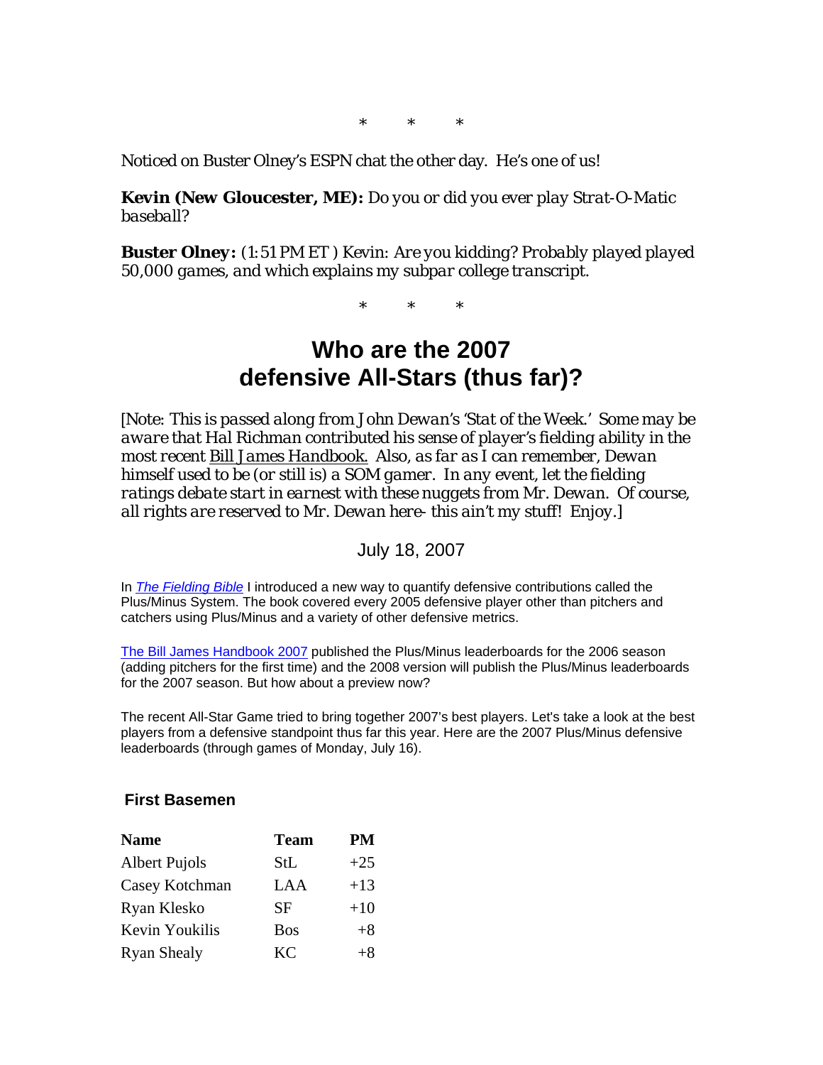\*    \*    \*

*Noticed on Buster Olney's ESPN chat the other day. He's one of us!*

**Kevin (New Gloucester, ME):** *Do you or did you ever play Strat-O-Matic baseball?*

**Buster Olney:** *(1:51 PM ET ) Kevin: Are you kidding? Probably played played 50,000 games, and which explains my subpar college transcript.*

\*    \*    \*

# Who are the 2007 defensive All-Stars (thus far)?

*[Note: This is passed along from John Dewan's 'Stat of the Week.' Some may be aware that Hal Richman contributed his sense of player's fielding ability in the most recent Bill James Handbook. Also, as far as I can remember, Dewan himself used to be (or still is) a SOM gamer. In any event, let the fielding ratings debate start in earnest with these nuggets from Mr. Dewan. Of course, all rights are reserved to Mr. Dewan here- this ain't my stuff! Enjoy.]*

July 18, 2007

In *The Fielding Bible* I introduced a new way to quantify defensive contributions called the Plus/Minus System. The book covered every 2005 defensive player other than pitchers and catchers using Plus/Minus and a variety of other defensive metrics.

The Bill James Handbook 2007 published the Plus/Minus leaderboards for the 2006 season (adding pitchers for the first time) and the 2008 version will publish the Plus/Minus leaderboards for the 2007 season. But how about a preview now?

The recent All-Star Game tried to bring together 2007's best players. Let's take a look at the best players from a defensive standpoint thus far this year. Here are the 2007 Plus/Minus defensive leaderboards (through games of Monday, July 16).

### First Basemen

| Name | Team | PM |
|---|---|---|
| Albert Pujols | StL | +25 |
| Casey Kotchman | LAA | +13 |
| Ryan Klesko | SF | +10 |
| Kevin Youkilis | Bos | +8 |
| Ryan Shealy | KC | +8 |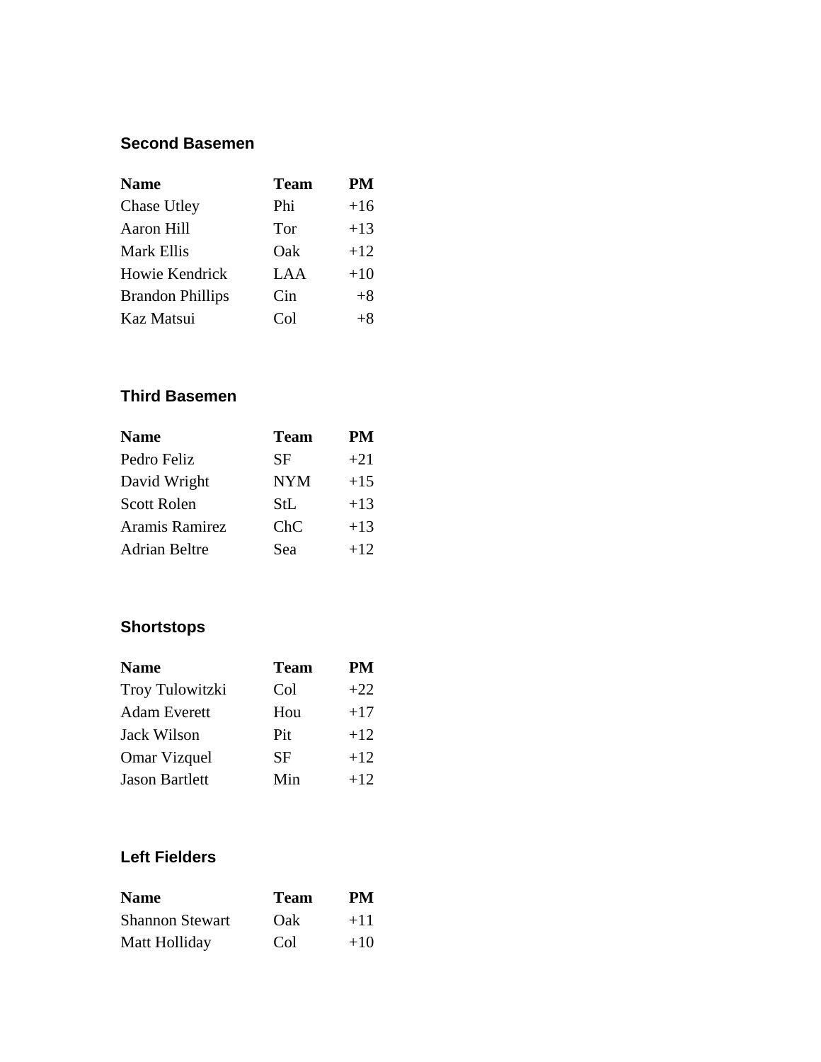### Second Basemen

| Name | Team | PM |
|---|---|---|
| Chase Utley | Phi | +16 |
| Aaron Hill | Tor | +13 |
| Mark Ellis | Oak | +12 |
| Howie Kendrick | LAA | +10 |
| Brandon Phillips | Cin | +8 |
| Kaz Matsui | Col | +8 |

### Third Basemen

| Name | Team | PM |
|---|---|---|
| Pedro Feliz | SF | +21 |
| David Wright | NYM | +15 |
| Scott Rolen | StL | +13 |
| Aramis Ramirez | ChC | +13 |
| Adrian Beltre | Sea | +12 |

### Shortstops

| Name | Team | PM |
|---|---|---|
| Troy Tulowitzki | Col | +22 |
| Adam Everett | Hou | +17 |
| Jack Wilson | Pit | +12 |
| Omar Vizquel | SF | +12 |
| Jason Bartlett | Min | +12 |

### Left Fielders

| Name | Team | PM |
|---|---|---|
| Shannon Stewart | Oak | +11 |
| Matt Holliday | Col | +10 |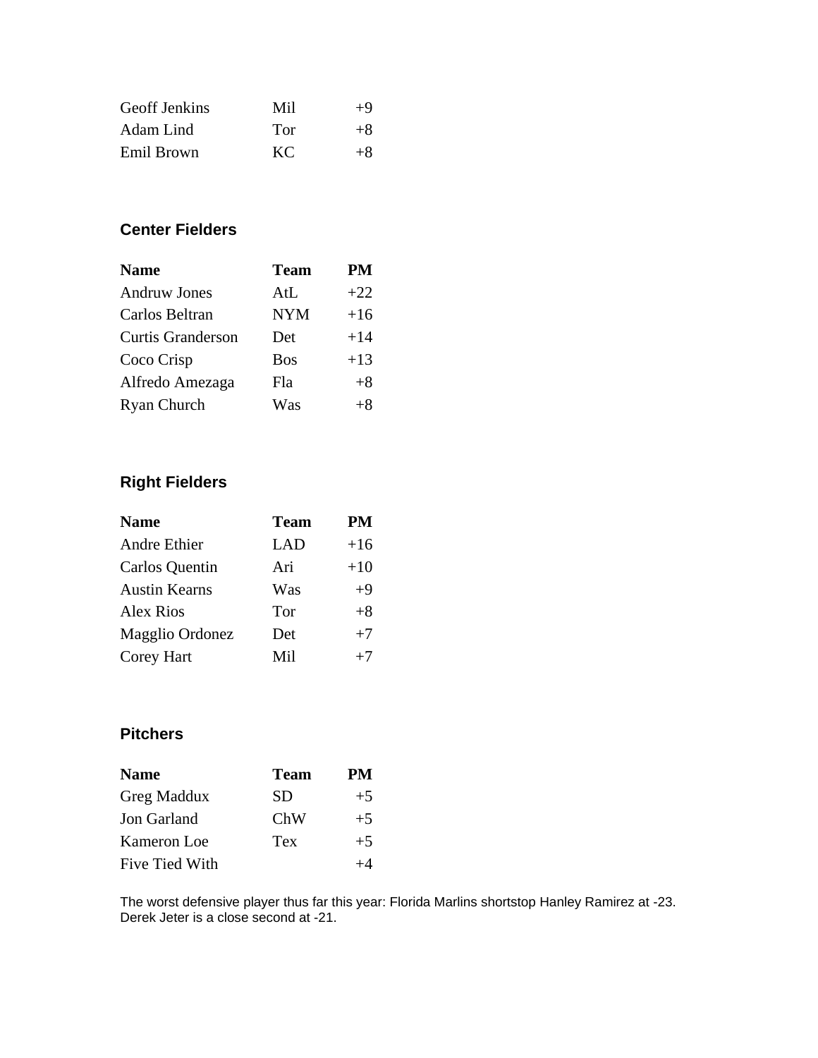| | | |
|---|---|---|
| Geoff Jenkins | Mil | +9 |
| Adam Lind | Tor | +8 |
| Emil Brown | KC | +8 |

### Center Fielders

| Name | Team | PM |
|---|---|---|
| Andruw Jones | AtL | +22 |
| Carlos Beltran | NYM | +16 |
| Curtis Granderson | Det | +14 |
| Coco Crisp | Bos | +13 |
| Alfredo Amezaga | Fla | +8 |
| Ryan Church | Was | +8 |

### Right Fielders

| Name | Team | PM |
|---|---|---|
| Andre Ethier | LAD | +16 |
| Carlos Quentin | Ari | +10 |
| Austin Kearns | Was | +9 |
| Alex Rios | Tor | +8 |
| Magglio Ordonez | Det | +7 |
| Corey Hart | Mil | +7 |

### Pitchers

| Name | Team | PM |
|---|---|---|
| Greg Maddux | SD | +5 |
| Jon Garland | ChW | +5 |
| Kameron Loe | Tex | +5 |
| Five Tied With | | +4 |

The worst defensive player thus far this year: Florida Marlins shortstop Hanley Ramirez at -23. Derek Jeter is a close second at -21.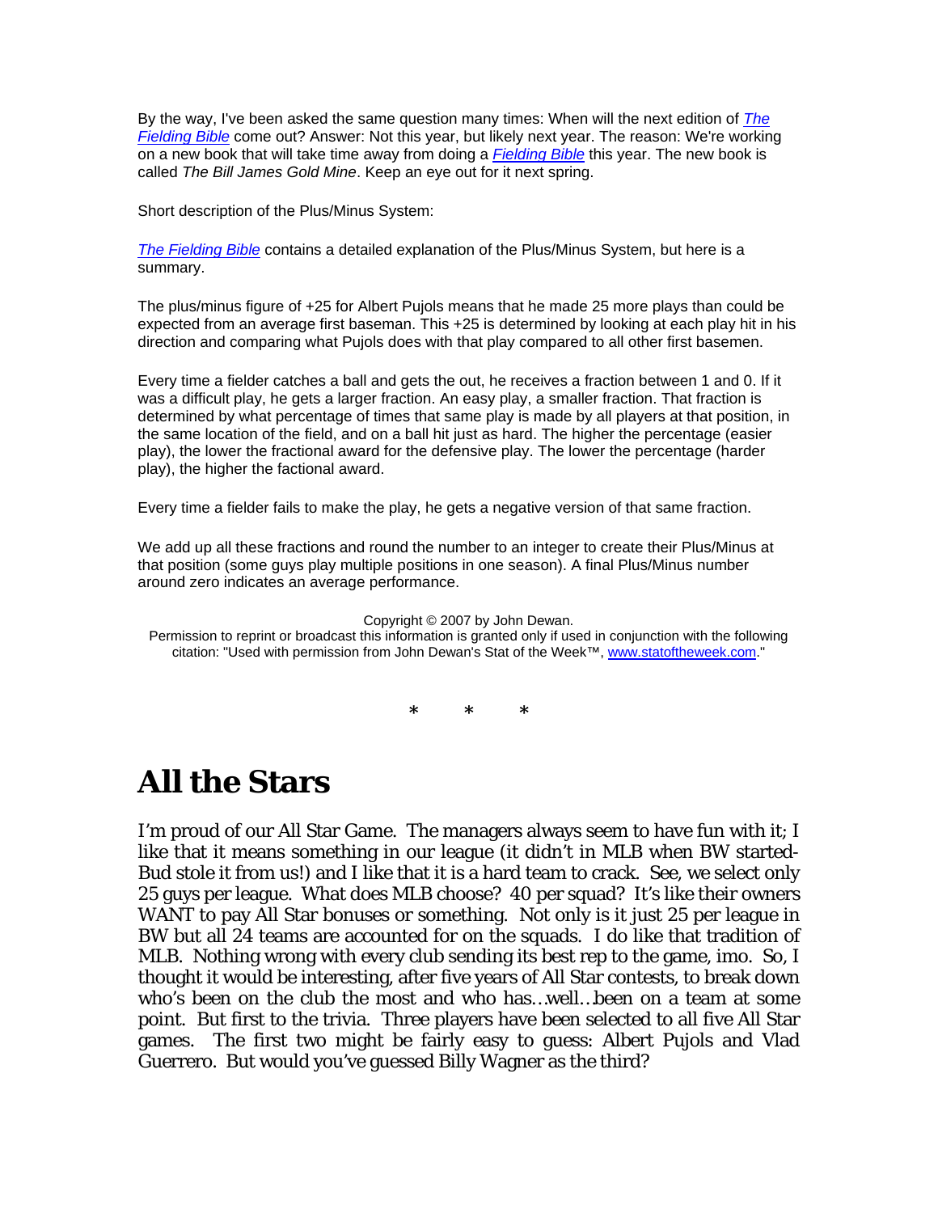By the way, I've been asked the same question many times: When will the next edition of *The Fielding Bible* come out? Answer: Not this year, but likely next year. The reason: We're working on a new book that will take time away from doing a *Fielding Bible* this year. The new book is called *The Bill James Gold Mine*. Keep an eye out for it next spring.

Short description of the Plus/Minus System:

*The Fielding Bible* contains a detailed explanation of the Plus/Minus System, but here is a summary.

The plus/minus figure of +25 for Albert Pujols means that he made 25 more plays than could be expected from an average first baseman. This +25 is determined by looking at each play hit in his direction and comparing what Pujols does with that play compared to all other first basemen.

Every time a fielder catches a ball and gets the out, he receives a fraction between 1 and 0. If it was a difficult play, he gets a larger fraction. An easy play, a smaller fraction. That fraction is determined by what percentage of times that same play is made by all players at that position, in the same location of the field, and on a ball hit just as hard. The higher the percentage (easier play), the lower the fractional award for the defensive play. The lower the percentage (harder play), the higher the factional award.

Every time a fielder fails to make the play, he gets a negative version of that same fraction.

We add up all these fractions and round the number to an integer to create their Plus/Minus at that position (some guys play multiple positions in one season). A final Plus/Minus number around zero indicates an average performance.

Copyright © 2007 by John Dewan.
Permission to reprint or broadcast this information is granted only if used in conjunction with the following citation: "Used with permission from John Dewan's Stat of the Week™, www.statoftheweek.com."

\*   \*   \*

# All the Stars

I'm proud of our All Star Game. The managers always seem to have fun with it; I like that it means something in our league (it didn't in MLB when BW started-Bud stole it from us!) and I like that it is a hard team to crack. See, we select only 25 guys per league. What does MLB choose? 40 per squad? It's like their owners WANT to pay All Star bonuses or something. Not only is it just 25 per league in BW but all 24 teams are accounted for on the squads. I do like that tradition of MLB. Nothing wrong with every club sending its best rep to the game, imo. So, I thought it would be interesting, after five years of All Star contests, to break down who's been on the club the most and who has…well…been on a team at some point. But first to the trivia. Three players have been selected to all five All Star games. The first two might be fairly easy to guess: Albert Pujols and Vlad Guerrero. But would you've guessed Billy Wagner as the third?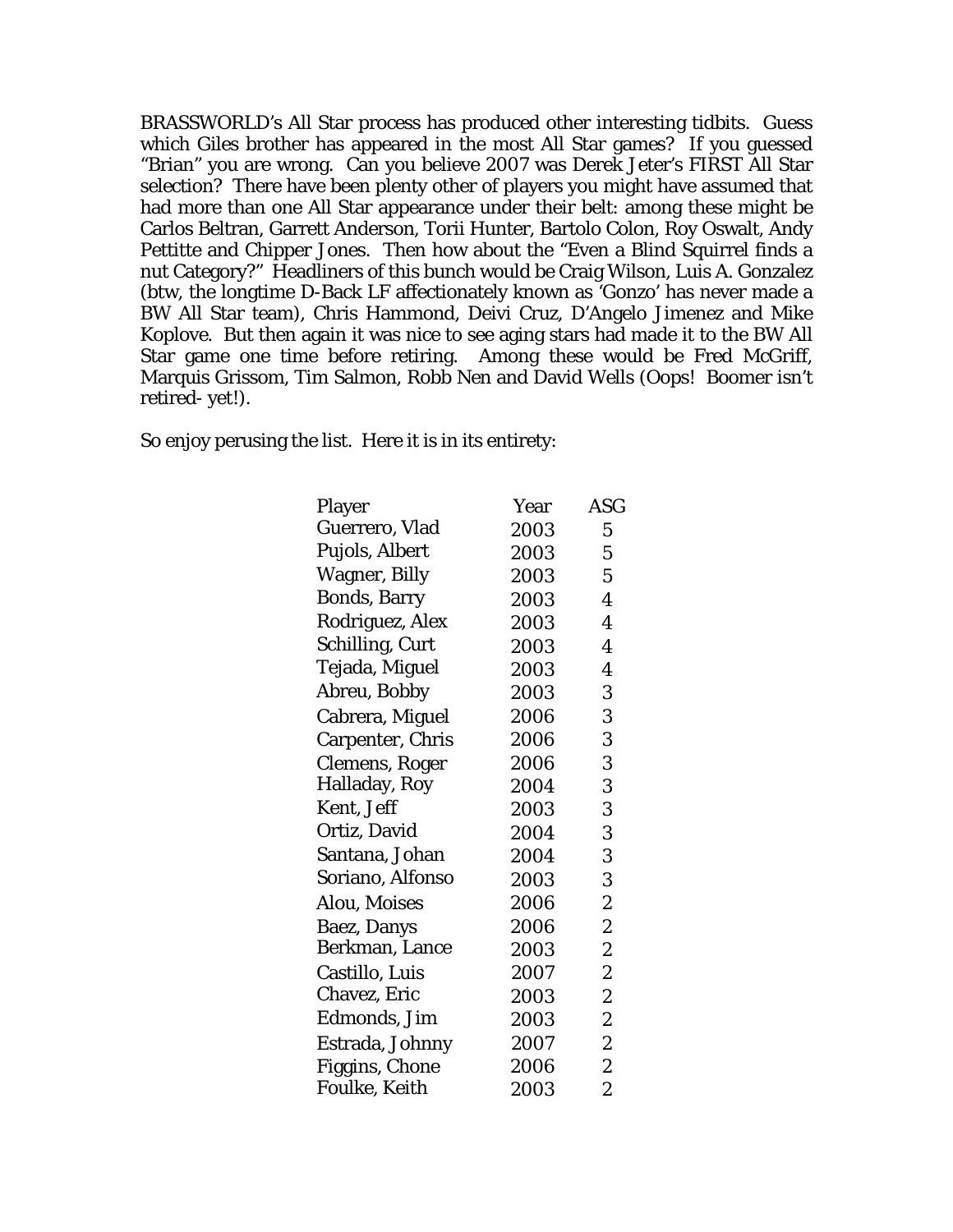BRASSWORLD's All Star process has produced other interesting tidbits. Guess which Giles brother has appeared in the most All Star games? If you guessed "Brian" you are wrong. Can you believe 2007 was Derek Jeter's FIRST All Star selection? There have been plenty other of players you might have assumed that had more than one All Star appearance under their belt: among these might be Carlos Beltran, Garrett Anderson, Torii Hunter, Bartolo Colon, Roy Oswalt, Andy Pettitte and Chipper Jones. Then how about the "Even a Blind Squirrel finds a nut Category?" Headliners of this bunch would be Craig Wilson, Luis A. Gonzalez (btw, the longtime D-Back LF affectionately known as 'Gonzo' has never made a BW All Star team), Chris Hammond, Deivi Cruz, D'Angelo Jimenez and Mike Koplove. But then again it was nice to see aging stars had made it to the BW All Star game one time before retiring. Among these would be Fred McGriff, Marquis Grissom, Tim Salmon, Robb Nen and David Wells (Oops! Boomer isn't retired- yet!).

So enjoy perusing the list. Here it is in its entirety:

| Player | Year | ASG |
|---|---|---|
| Guerrero, Vlad | 2003 | 5 |
| Pujols, Albert | 2003 | 5 |
| Wagner, Billy | 2003 | 5 |
| Bonds, Barry | 2003 | 4 |
| Rodriguez, Alex | 2003 | 4 |
| Schilling, Curt | 2003 | 4 |
| Tejada, Miguel | 2003 | 4 |
| Abreu, Bobby | 2003 | 3 |
| Cabrera, Miguel | 2006 | 3 |
| Carpenter, Chris | 2006 | 3 |
| Clemens, Roger | 2006 | 3 |
| Halladay, Roy | 2004 | 3 |
| Kent, Jeff | 2003 | 3 |
| Ortiz, David | 2004 | 3 |
| Santana, Johan | 2004 | 3 |
| Soriano, Alfonso | 2003 | 3 |
| Alou, Moises | 2006 | 2 |
| Baez, Danys | 2006 | 2 |
| Berkman, Lance | 2003 | 2 |
| Castillo, Luis | 2007 | 2 |
| Chavez, Eric | 2003 | 2 |
| Edmonds, Jim | 2003 | 2 |
| Estrada, Johnny | 2007 | 2 |
| Figgins, Chone | 2006 | 2 |
| Foulke, Keith | 2003 | 2 |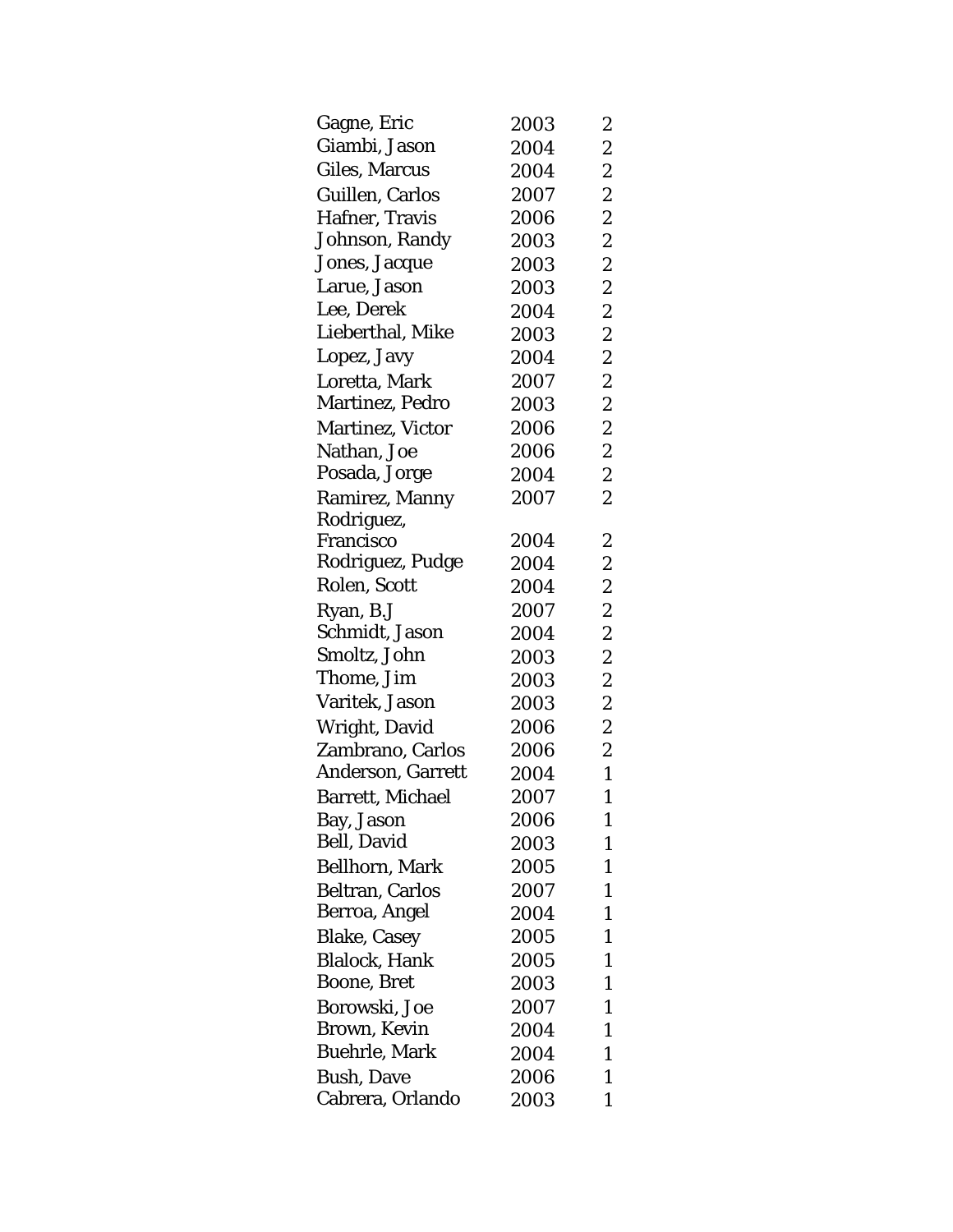| | | |
|---|---|---|
| Gagne, Eric | 2003 | 2 |
| Giambi, Jason | 2004 | 2 |
| Giles, Marcus | 2004 | 2 |
| Guillen, Carlos | 2007 | 2 |
| Hafner, Travis | 2006 | 2 |
| Johnson, Randy | 2003 | 2 |
| Jones, Jacque | 2003 | 2 |
| Larue, Jason | 2003 | 2 |
| Lee, Derek | 2004 | 2 |
| Lieberthal, Mike | 2003 | 2 |
| Lopez, Javy | 2004 | 2 |
| Loretta, Mark | 2007 | 2 |
| Martinez, Pedro | 2003 | 2 |
| Martinez, Victor | 2006 | 2 |
| Nathan, Joe | 2006 | 2 |
| Posada, Jorge | 2004 | 2 |
| Ramirez, Manny | 2007 | 2 |
| Rodriguez, Francisco | 2004 | 2 |
| Rodriguez, Pudge | 2004 | 2 |
| Rolen, Scott | 2004 | 2 |
| Ryan, B.J | 2007 | 2 |
| Schmidt, Jason | 2004 | 2 |
| Smoltz, John | 2003 | 2 |
| Thome, Jim | 2003 | 2 |
| Varitek, Jason | 2003 | 2 |
| Wright, David | 2006 | 2 |
| Zambrano, Carlos | 2006 | 2 |
| Anderson, Garrett | 2004 | 1 |
| Barrett, Michael | 2007 | 1 |
| Bay, Jason | 2006 | 1 |
| Bell, David | 2003 | 1 |
| Bellhorn, Mark | 2005 | 1 |
| Beltran, Carlos | 2007 | 1 |
| Berroa, Angel | 2004 | 1 |
| Blake, Casey | 2005 | 1 |
| Blalock, Hank | 2005 | 1 |
| Boone, Bret | 2003 | 1 |
| Borowski, Joe | 2007 | 1 |
| Brown, Kevin | 2004 | 1 |
| Buehrle, Mark | 2004 | 1 |
| Bush, Dave | 2006 | 1 |
| Cabrera, Orlando | 2003 | 1 |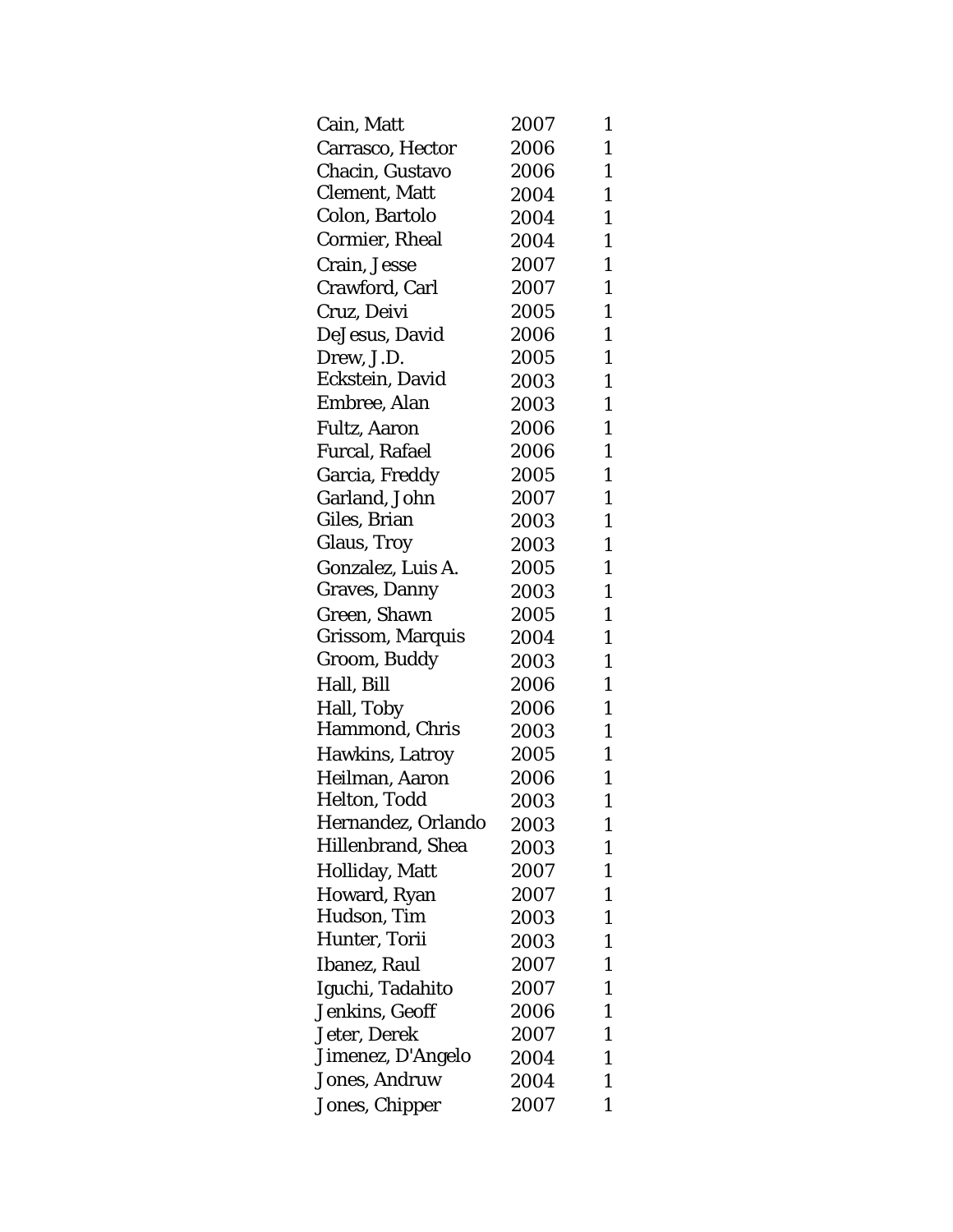| | | |
|---|---|---|
| Cain, Matt | 2007 | 1 |
| Carrasco, Hector | 2006 | 1 |
| Chacin, Gustavo | 2006 | 1 |
| Clement, Matt | 2004 | 1 |
| Colon, Bartolo | 2004 | 1 |
| Cormier, Rheal | 2004 | 1 |
| Crain, Jesse | 2007 | 1 |
| Crawford, Carl | 2007 | 1 |
| Cruz, Deivi | 2005 | 1 |
| DeJesus, David | 2006 | 1 |
| Drew, J.D. | 2005 | 1 |
| Eckstein, David | 2003 | 1 |
| Embree, Alan | 2003 | 1 |
| Fultz, Aaron | 2006 | 1 |
| Furcal, Rafael | 2006 | 1 |
| Garcia, Freddy | 2005 | 1 |
| Garland, John | 2007 | 1 |
| Giles, Brian | 2003 | 1 |
| Glaus, Troy | 2003 | 1 |
| Gonzalez, Luis A. | 2005 | 1 |
| Graves, Danny | 2003 | 1 |
| Green, Shawn | 2005 | 1 |
| Grissom, Marquis | 2004 | 1 |
| Groom, Buddy | 2003 | 1 |
| Hall, Bill | 2006 | 1 |
| Hall, Toby | 2006 | 1 |
| Hammond, Chris | 2003 | 1 |
| Hawkins, Latroy | 2005 | 1 |
| Heilman, Aaron | 2006 | 1 |
| Helton, Todd | 2003 | 1 |
| Hernandez, Orlando | 2003 | 1 |
| Hillenbrand, Shea | 2003 | 1 |
| Holliday, Matt | 2007 | 1 |
| Howard, Ryan | 2007 | 1 |
| Hudson, Tim | 2003 | 1 |
| Hunter, Torii | 2003 | 1 |
| Ibanez, Raul | 2007 | 1 |
| Iguchi, Tadahito | 2007 | 1 |
| Jenkins, Geoff | 2006 | 1 |
| Jeter, Derek | 2007 | 1 |
| Jimenez, D'Angelo | 2004 | 1 |
| Jones, Andruw | 2004 | 1 |
| Jones, Chipper | 2007 | 1 |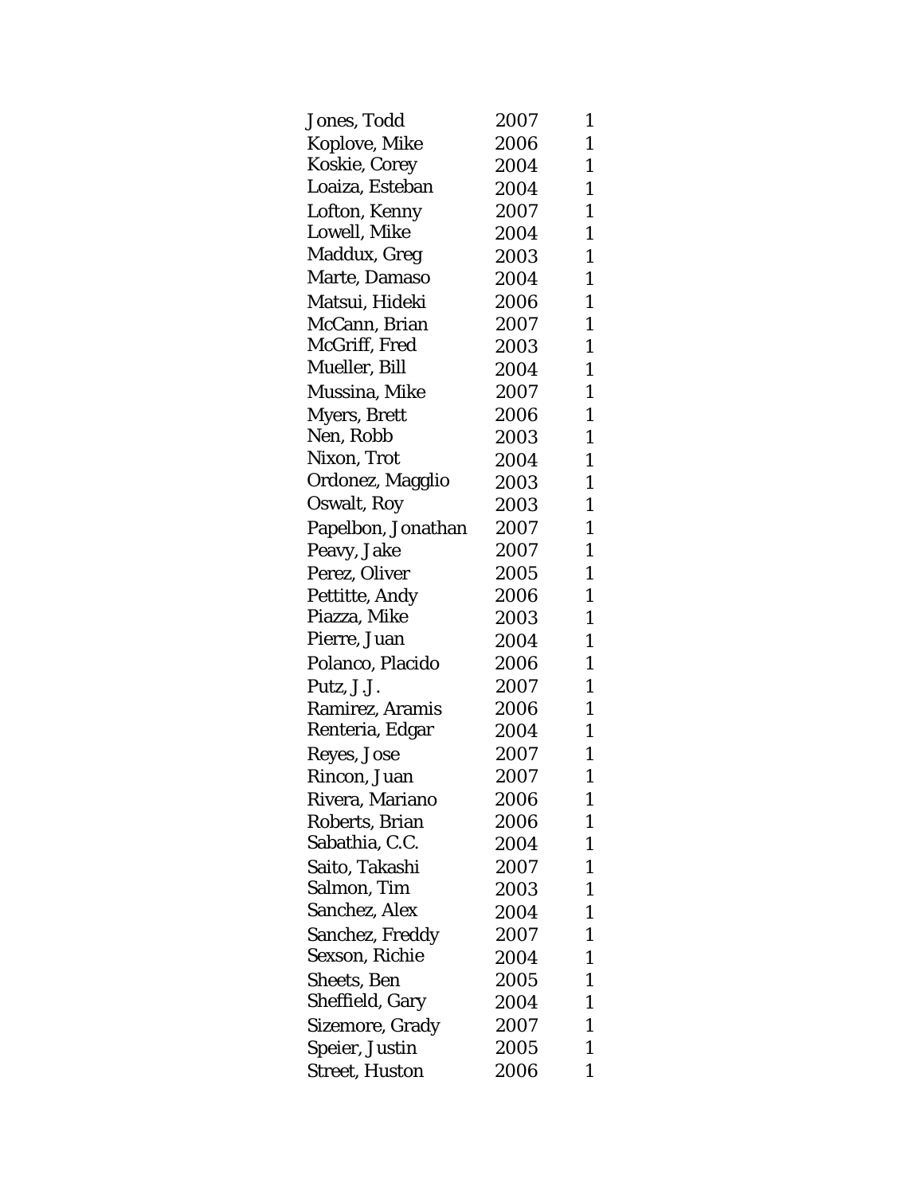| | | |
|---|---|---|
| Jones, Todd | 2007 | 1 |
| Koplove, Mike | 2006 | 1 |
| Koskie, Corey | 2004 | 1 |
| Loaiza, Esteban | 2004 | 1 |
| Lofton, Kenny | 2007 | 1 |
| Lowell, Mike | 2004 | 1 |
| Maddux, Greg | 2003 | 1 |
| Marte, Damaso | 2004 | 1 |
| Matsui, Hideki | 2006 | 1 |
| McCann, Brian | 2007 | 1 |
| McGriff, Fred | 2003 | 1 |
| Mueller, Bill | 2004 | 1 |
| Mussina, Mike | 2007 | 1 |
| Myers, Brett | 2006 | 1 |
| Nen, Robb | 2003 | 1 |
| Nixon, Trot | 2004 | 1 |
| Ordonez, Magglio | 2003 | 1 |
| Oswalt, Roy | 2003 | 1 |
| Papelbon, Jonathan | 2007 | 1 |
| Peavy, Jake | 2007 | 1 |
| Perez, Oliver | 2005 | 1 |
| Pettitte, Andy | 2006 | 1 |
| Piazza, Mike | 2003 | 1 |
| Pierre, Juan | 2004 | 1 |
| Polanco, Placido | 2006 | 1 |
| Putz, J.J. | 2007 | 1 |
| Ramirez, Aramis | 2006 | 1 |
| Renteria, Edgar | 2004 | 1 |
| Reyes, Jose | 2007 | 1 |
| Rincon, Juan | 2007 | 1 |
| Rivera, Mariano | 2006 | 1 |
| Roberts, Brian | 2006 | 1 |
| Sabathia, C.C. | 2004 | 1 |
| Saito, Takashi | 2007 | 1 |
| Salmon, Tim | 2003 | 1 |
| Sanchez, Alex | 2004 | 1 |
| Sanchez, Freddy | 2007 | 1 |
| Sexson, Richie | 2004 | 1 |
| Sheets, Ben | 2005 | 1 |
| Sheffield, Gary | 2004 | 1 |
| Sizemore, Grady | 2007 | 1 |
| Speier, Justin | 2005 | 1 |
| Street, Huston | 2006 | 1 |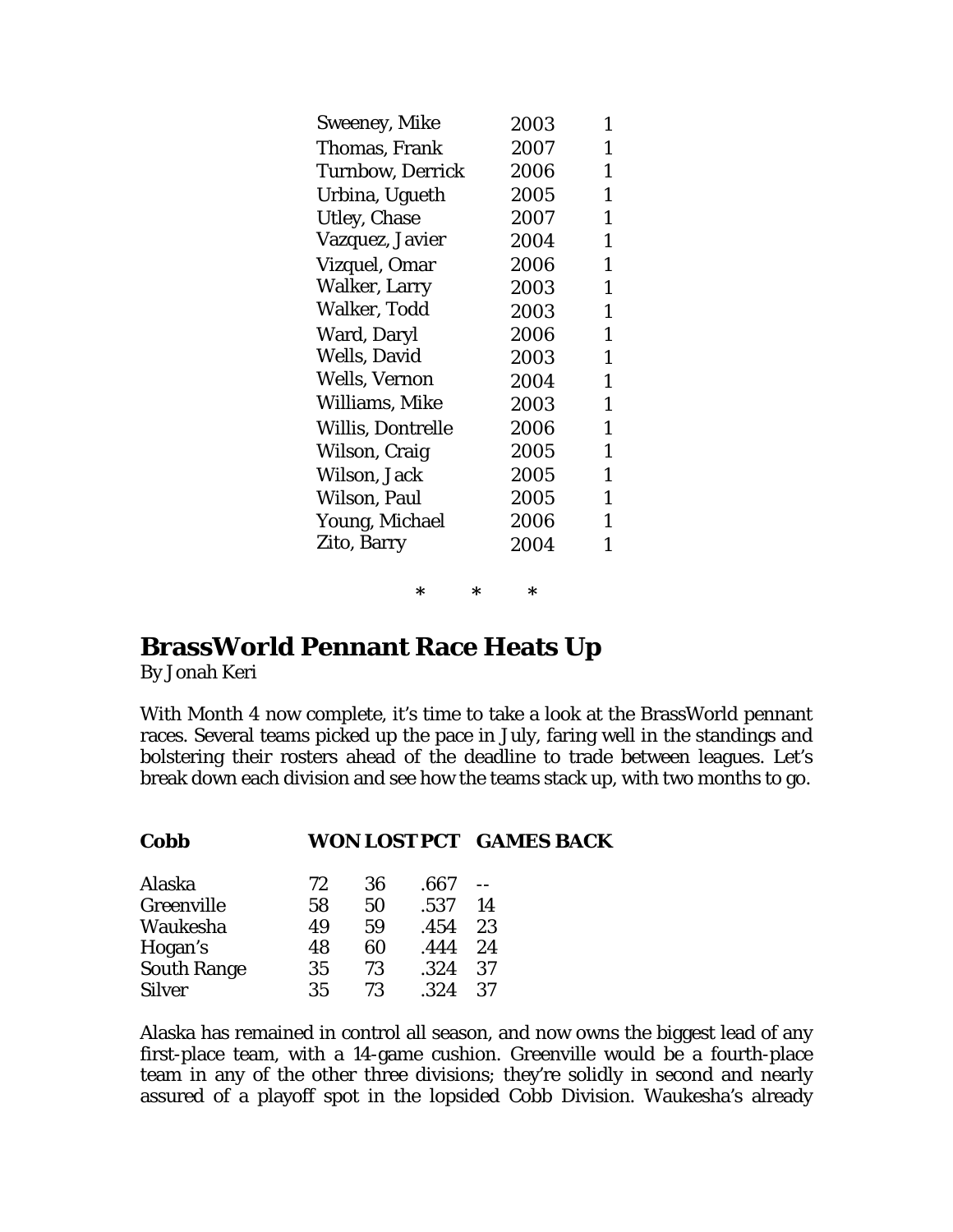| | | |
|---|---|---|
| Sweeney, Mike | 2003 | 1 |
| Thomas, Frank | 2007 | 1 |
| Turnbow, Derrick | 2006 | 1 |
| Urbina, Ugueth | 2005 | 1 |
| Utley, Chase | 2007 | 1 |
| Vazquez, Javier | 2004 | 1 |
| Vizquel, Omar | 2006 | 1 |
| Walker, Larry | 2003 | 1 |
| Walker, Todd | 2003 | 1 |
| Ward, Daryl | 2006 | 1 |
| Wells, David | 2003 | 1 |
| Wells, Vernon | 2004 | 1 |
| Williams, Mike | 2003 | 1 |
| Willis, Dontrelle | 2006 | 1 |
| Wilson, Craig | 2005 | 1 |
| Wilson, Jack | 2005 | 1 |
| Wilson, Paul | 2005 | 1 |
| Young, Michael | 2006 | 1 |
| Zito, Barry | 2004 | 1 |

\* \* \*

## BrassWorld Pennant Race Heats Up

By Jonah Keri

With Month 4 now complete, it's time to take a look at the BrassWorld pennant races. Several teams picked up the pace in July, faring well in the standings and bolstering their rosters ahead of the deadline to trade between leagues. Let's break down each division and see how the teams stack up, with two months to go.

| **Cobb** | **WON** | **LOST** | **PCT** | **GAMES BACK** |
|---|---|---|---|---|
| Alaska | 72 | 36 | .667 | -- |
| Greenville | 58 | 50 | .537 | 14 |
| Waukesha | 49 | 59 | .454 | 23 |
| Hogan's | 48 | 60 | .444 | 24 |
| South Range | 35 | 73 | .324 | 37 |
| Silver | 35 | 73 | .324 | 37 |

Alaska has remained in control all season, and now owns the biggest lead of any first-place team, with a 14-game cushion. Greenville would be a fourth-place team in any of the other three divisions; they're solidly in second and nearly assured of a playoff spot in the lopsided Cobb Division. Waukesha's already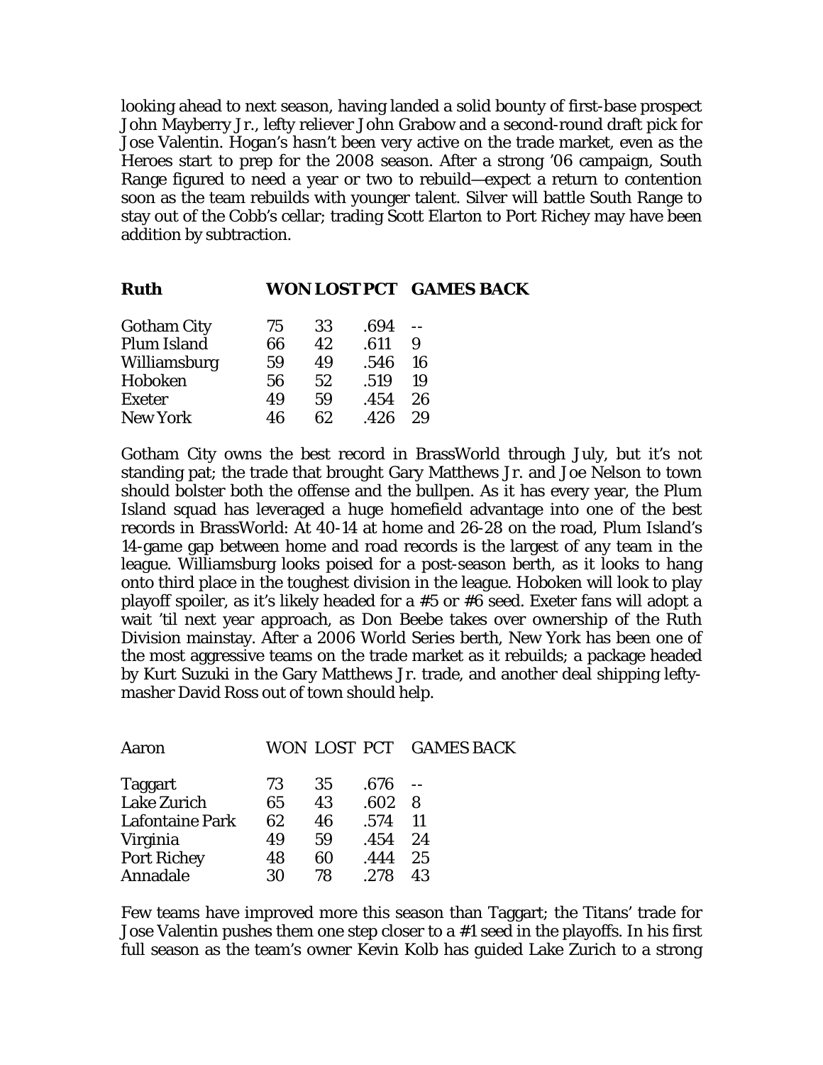looking ahead to next season, having landed a solid bounty of first-base prospect John Mayberry Jr., lefty reliever John Grabow and a second-round draft pick for Jose Valentin. Hogan's hasn't been very active on the trade market, even as the Heroes start to prep for the 2008 season. After a strong '06 campaign, South Range figured to need a year or two to rebuild—expect a return to contention soon as the team rebuilds with younger talent. Silver will battle South Range to stay out of the Cobb's cellar; trading Scott Elarton to Port Richey may have been addition by subtraction.

| **Ruth** | **WON** | **LOST** | **PCT** | **GAMES BACK** |
|---|---|---|---|---|
| Gotham City | 75 | 33 | .694 | -- |
| Plum Island | 66 | 42 | .611 | 9 |
| Williamsburg | 59 | 49 | .546 | 16 |
| Hoboken | 56 | 52 | .519 | 19 |
| Exeter | 49 | 59 | .454 | 26 |
| New York | 46 | 62 | .426 | 29 |

Gotham City owns the best record in BrassWorld through July, but it's not standing pat; the trade that brought Gary Matthews Jr. and Joe Nelson to town should bolster both the offense and the bullpen. As it has every year, the Plum Island squad has leveraged a huge homefield advantage into one of the best records in BrassWorld: At 40-14 at home and 26-28 on the road, Plum Island's 14-game gap between home and road records is the largest of any team in the league. Williamsburg looks poised for a post-season berth, as it looks to hang onto third place in the toughest division in the league. Hoboken will look to play playoff spoiler, as it's likely headed for a #5 or #6 seed. Exeter fans will adopt a wait 'til next year approach, as Don Beebe takes over ownership of the Ruth Division mainstay. After a 2006 World Series berth, New York has been one of the most aggressive teams on the trade market as it rebuilds; a package headed by Kurt Suzuki in the Gary Matthews Jr. trade, and another deal shipping lefty-masher David Ross out of town should help.

| Aaron | WON | LOST | PCT | GAMES BACK |
|---|---|---|---|---|
| Taggart | 73 | 35 | .676 | -- |
| Lake Zurich | 65 | 43 | .602 | 8 |
| Lafontaine Park | 62 | 46 | .574 | 11 |
| Virginia | 49 | 59 | .454 | 24 |
| Port Richey | 48 | 60 | .444 | 25 |
| Annadale | 30 | 78 | .278 | 43 |

Few teams have improved more this season than Taggart; the Titans' trade for Jose Valentin pushes them one step closer to a #1 seed in the playoffs. In his first full season as the team's owner Kevin Kolb has guided Lake Zurich to a strong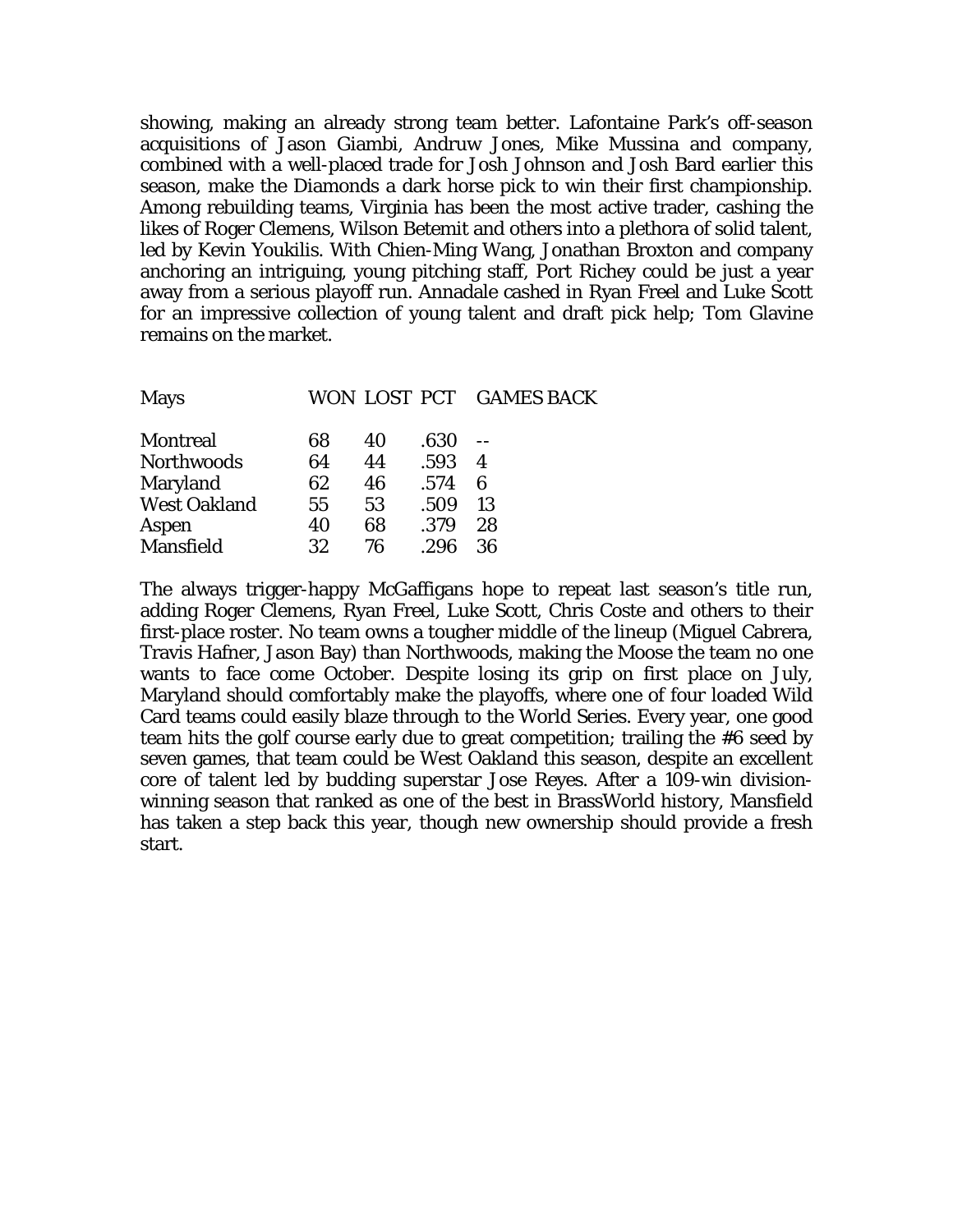showing, making an already strong team better. Lafontaine Park's off-season acquisitions of Jason Giambi, Andruw Jones, Mike Mussina and company, combined with a well-placed trade for Josh Johnson and Josh Bard earlier this season, make the Diamonds a dark horse pick to win their first championship. Among rebuilding teams, Virginia has been the most active trader, cashing the likes of Roger Clemens, Wilson Betemit and others into a plethora of solid talent, led by Kevin Youkilis. With Chien-Ming Wang, Jonathan Broxton and company anchoring an intriguing, young pitching staff, Port Richey could be just a year away from a serious playoff run. Annadale cashed in Ryan Freel and Luke Scott for an impressive collection of young talent and draft pick help; Tom Glavine remains on the market.

| Mays | WON | LOST | PCT | GAMES BACK |
|---|---|---|---|---|
| Montreal | 68 | 40 | .630 | -- |
| Northwoods | 64 | 44 | .593 | 4 |
| Maryland | 62 | 46 | .574 | 6 |
| West Oakland | 55 | 53 | .509 | 13 |
| Aspen | 40 | 68 | .379 | 28 |
| Mansfield | 32 | 76 | .296 | 36 |

The always trigger-happy McGaffigans hope to repeat last season's title run, adding Roger Clemens, Ryan Freel, Luke Scott, Chris Coste and others to their first-place roster. No team owns a tougher middle of the lineup (Miguel Cabrera, Travis Hafner, Jason Bay) than Northwoods, making the Moose the team no one wants to face come October. Despite losing its grip on first place on July, Maryland should comfortably make the playoffs, where one of four loaded Wild Card teams could easily blaze through to the World Series. Every year, one good team hits the golf course early due to great competition; trailing the #6 seed by seven games, that team could be West Oakland this season, despite an excellent core of talent led by budding superstar Jose Reyes. After a 109-win division-winning season that ranked as one of the best in BrassWorld history, Mansfield has taken a step back this year, though new ownership should provide a fresh start.